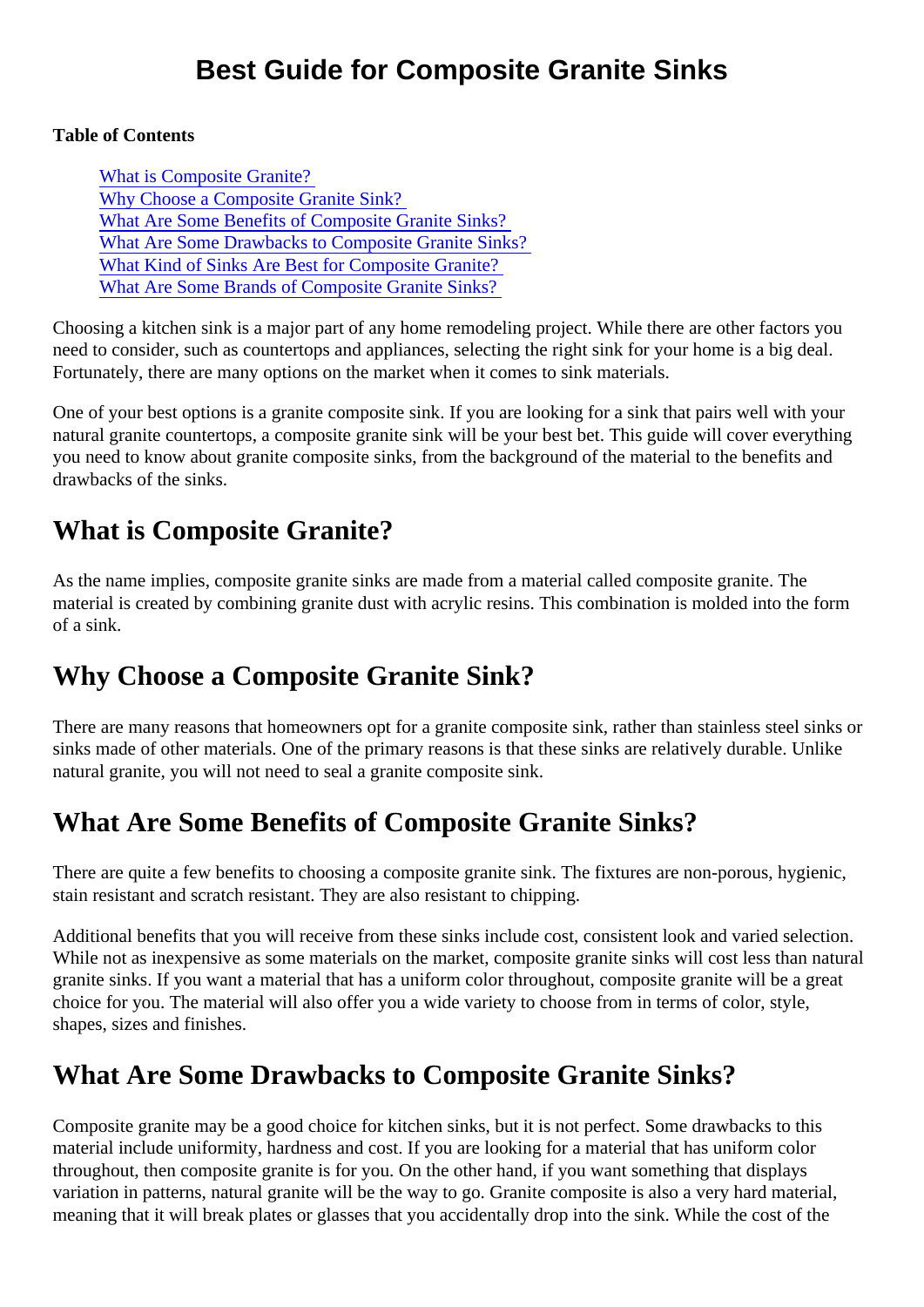# Best Guide for Composite Granite Sinks

**Table of Contents**

- What is Composite Granite?
- Why Choose a Composite Granite Sink?
- What Are Some Benefits of Composite Granite Sinks?
- What Are Some Drawbacks to Composite Granite Sinks?
- What Kind of Sinks Are Best for Composite Granite?
- What Are Some Brands of Composite Granite Sinks?

Choosing a kitchen sink is a major part of any home remodeling project. While there are other factors you need to consider, such as countertops and appliances, selecting the right sink for your home is a big deal. Fortunately, there are many options on the market when it comes to sink materials.

One of your best options is a granite composite sink. If you are looking for a sink that pairs well with your natural granite countertops, a composite granite sink will be your best bet. This guide will cover everything you need to know about granite composite sinks, from the background of the material to the benefits and drawbacks of the sinks.

## What is Composite Granite?

As the name implies, composite granite sinks are made from a material called composite granite. The material is created by combining granite dust with acrylic resins. This combination is molded into the form of a sink.

## Why Choose a Composite Granite Sink?

There are many reasons that homeowners opt for a granite composite sink, rather than stainless steel sinks or sinks made of other materials. One of the primary reasons is that these sinks are relatively durable. Unlike natural granite, you will not need to seal a granite composite sink.

## What Are Some Benefits of Composite Granite Sinks?

There are quite a few benefits to choosing a composite granite sink. The fixtures are non-porous, hygienic, stain resistant and scratch resistant. They are also resistant to chipping.

Additional benefits that you will receive from these sinks include cost, consistent look and varied selection. While not as inexpensive as some materials on the market, composite granite sinks will cost less than natural granite sinks. If you want a material that has a uniform color throughout, composite granite will be a great choice for you. The material will also offer you a wide variety to choose from in terms of color, style, shapes, sizes and finishes.

## What Are Some Drawbacks to Composite Granite Sinks?

Composite granite may be a good choice for kitchen sinks, but it is not perfect. Some drawbacks to this material include uniformity, hardness and cost. If you are looking for a material that has uniform color throughout, then composite granite is for you. On the other hand, if you want something that displays variation in patterns, natural granite will be the way to go. Granite composite is also a very hard material, meaning that it will break plates or glasses that you accidentally drop into the sink. While the cost of the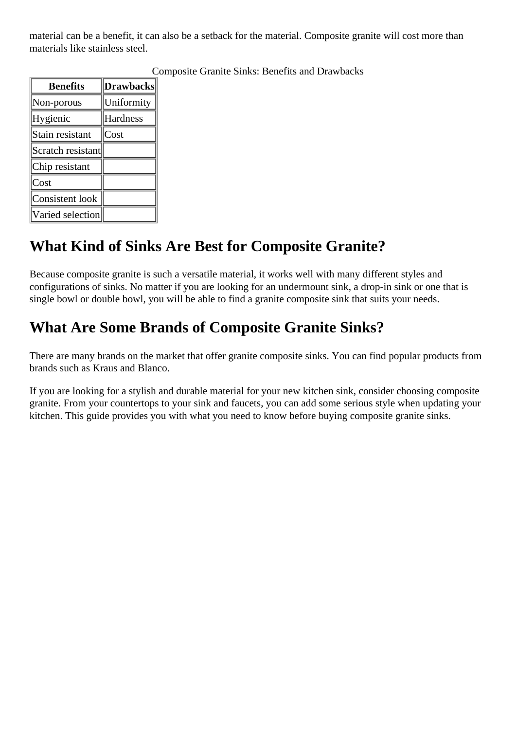material can be a benefit, it can also be a setback for the material. Composite granite will cost more than materials like stainless steel.

Composite Granite Sinks: Benefits and Drawbacks

| Benefits | Drawbacks |
| --- | --- |
| Non-porous | Uniformity |
| Hygienic | Hardness |
| Stain resistant | Cost |
| Scratch resistant | |
| Chip resistant | |
| Cost | |
| Consistent look | |
| Varied selection | |

## What Kind of Sinks Are Best for Composite Granite?

Because composite granite is such a versatile material, it works well with many different styles and configurations of sinks. No matter if you are looking for an undermount sink, a drop-in sink or one that is single bowl or double bowl, you will be able to find a granite composite sink that suits your needs.

## What Are Some Brands of Composite Granite Sinks?

There are many brands on the market that offer granite composite sinks. You can find popular products from brands such as Kraus and Blanco.

If you are looking for a stylish and durable material for your new kitchen sink, consider choosing composite granite. From your countertops to your sink and faucets, you can add some serious style when updating your kitchen. This guide provides you with what you need to know before buying composite granite sinks.